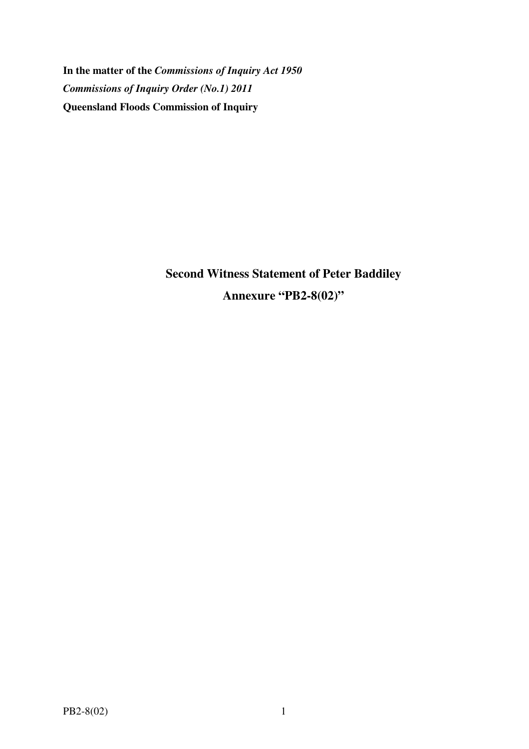**In the matter of the *Commissions of Inquiry Act 1950***

***Commissions of Inquiry Order (No.1) 2011***

**Queensland Floods Commission of Inquiry**

## Second Witness Statement of Peter Baddiley

## Annexure "PB2-8(02)"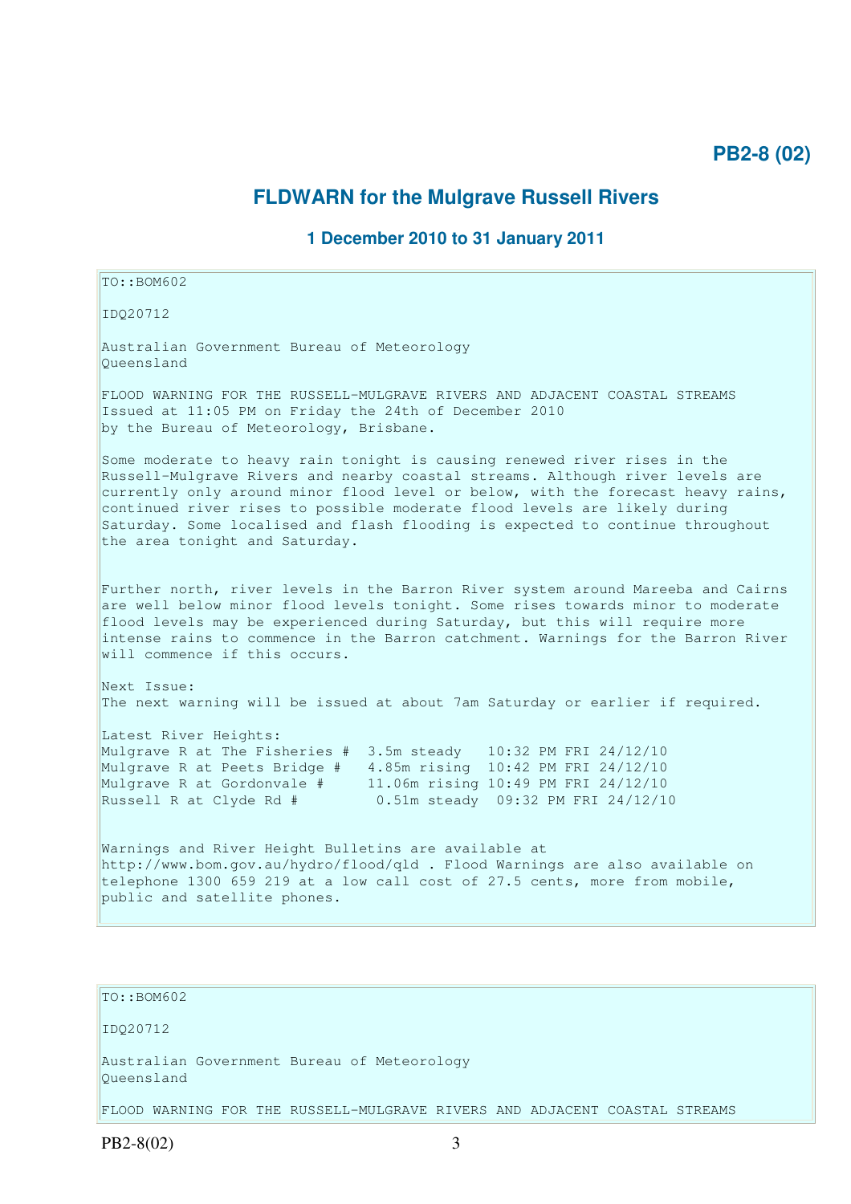**PB2-8 (02)**

## FLDWARN for the Mulgrave Russell Rivers

### 1 December 2010 to 31 January 2011

```
TO::BOM602

IDQ20712

Australian Government Bureau of Meteorology
Queensland

FLOOD WARNING FOR THE RUSSELL-MULGRAVE RIVERS AND ADJACENT COASTAL STREAMS
Issued at 11:05 PM on Friday the 24th of December 2010
by the Bureau of Meteorology, Brisbane.

Some moderate to heavy rain tonight is causing renewed river rises in the
Russell-Mulgrave Rivers and nearby coastal streams. Although river levels are
currently only around minor flood level or below, with the forecast heavy rains,
continued river rises to possible moderate flood levels are likely during
Saturday. Some localised and flash flooding is expected to continue throughout
the area tonight and Saturday.


Further north, river levels in the Barron River system around Mareeba and Cairns
are well below minor flood levels tonight. Some rises towards minor to moderate
flood levels may be experienced during Saturday, but this will require more
intense rains to commence in the Barron catchment. Warnings for the Barron River
will commence if this occurs.

Next Issue:
The next warning will be issued at about 7am Saturday or earlier if required.

Latest River Heights:
Mulgrave R at The Fisheries #  3.5m steady   10:32 PM FRI 24/12/10
Mulgrave R at Peets Bridge #   4.85m rising  10:42 PM FRI 24/12/10
Mulgrave R at Gordonvale #     11.06m rising 10:49 PM FRI 24/12/10
Russell R at Clyde Rd #         0.51m steady  09:32 PM FRI 24/12/10


Warnings and River Height Bulletins are available at
http://www.bom.gov.au/hydro/flood/qld . Flood Warnings are also available on
telephone 1300 659 219 at a low call cost of 27.5 cents, more from mobile,
public and satellite phones.
```

```
TO::BOM602

IDQ20712

Australian Government Bureau of Meteorology
Queensland

FLOOD WARNING FOR THE RUSSELL-MULGRAVE RIVERS AND ADJACENT COASTAL STREAMS
```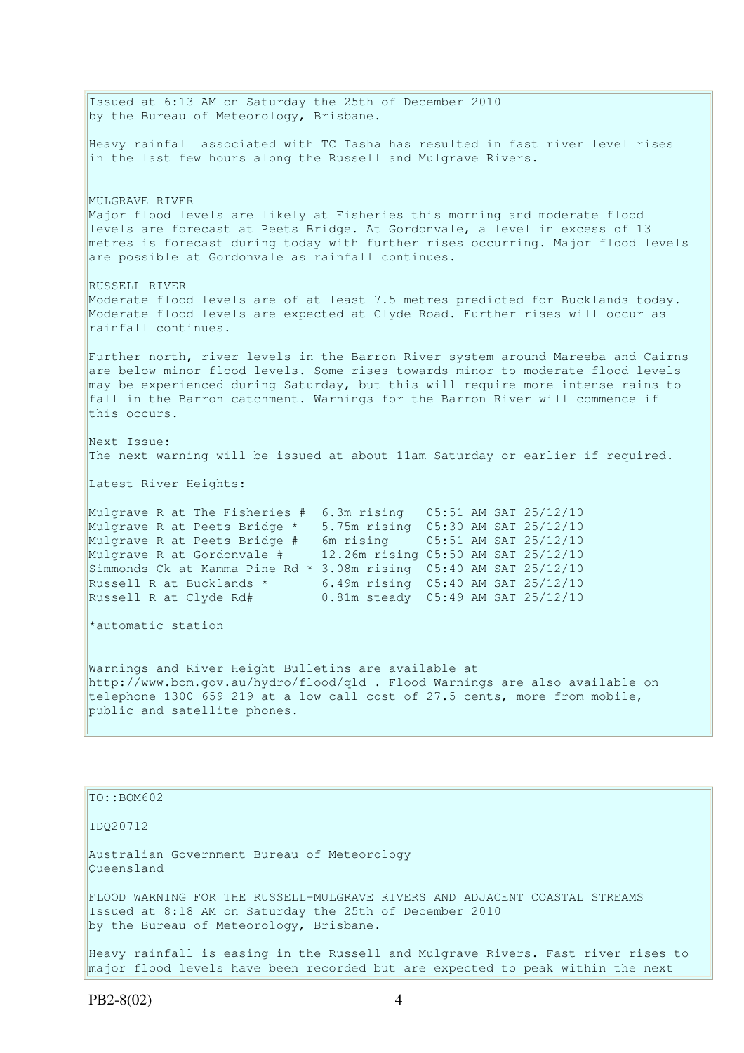Issued at 6:13 AM on Saturday the 25th of December 2010
by the Bureau of Meteorology, Brisbane.

Heavy rainfall associated with TC Tasha has resulted in fast river level rises in the last few hours along the Russell and Mulgrave Rivers.

MULGRAVE RIVER
Major flood levels are likely at Fisheries this morning and moderate flood levels are forecast at Peets Bridge. At Gordonvale, a level in excess of 13 metres is forecast during today with further rises occurring. Major flood levels are possible at Gordonvale as rainfall continues.

RUSSELL RIVER
Moderate flood levels are of at least 7.5 metres predicted for Bucklands today. Moderate flood levels are expected at Clyde Road. Further rises will occur as rainfall continues.

Further north, river levels in the Barron River system around Mareeba and Cairns are below minor flood levels. Some rises towards minor to moderate flood levels may be experienced during Saturday, but this will require more intense rains to fall in the Barron catchment. Warnings for the Barron River will commence if this occurs.

Next Issue:
The next warning will be issued at about 11am Saturday or earlier if required.

Latest River Heights:

```
Mulgrave R at The Fisheries #  6.3m rising   05:51 AM SAT 25/12/10
Mulgrave R at Peets Bridge *   5.75m rising  05:30 AM SAT 25/12/10
Mulgrave R at Peets Bridge #   6m rising     05:51 AM SAT 25/12/10
Mulgrave R at Gordonvale #     12.26m rising 05:50 AM SAT 25/12/10
Simmonds Ck at Kamma Pine Rd * 3.08m rising  05:40 AM SAT 25/12/10
Russell R at Bucklands *       6.49m rising  05:40 AM SAT 25/12/10
Russell R at Clyde Rd#         0.81m steady  05:49 AM SAT 25/12/10
```

*automatic station

Warnings and River Height Bulletins are available at http://www.bom.gov.au/hydro/flood/qld . Flood Warnings are also available on telephone 1300 659 219 at a low call cost of 27.5 cents, more from mobile, public and satellite phones.

---

TO::BOM602

IDQ20712

Australian Government Bureau of Meteorology
Queensland

FLOOD WARNING FOR THE RUSSELL-MULGRAVE RIVERS AND ADJACENT COASTAL STREAMS
Issued at 8:18 AM on Saturday the 25th of December 2010
by the Bureau of Meteorology, Brisbane.

Heavy rainfall is easing in the Russell and Mulgrave Rivers. Fast river rises to major flood levels have been recorded but are expected to peak within the next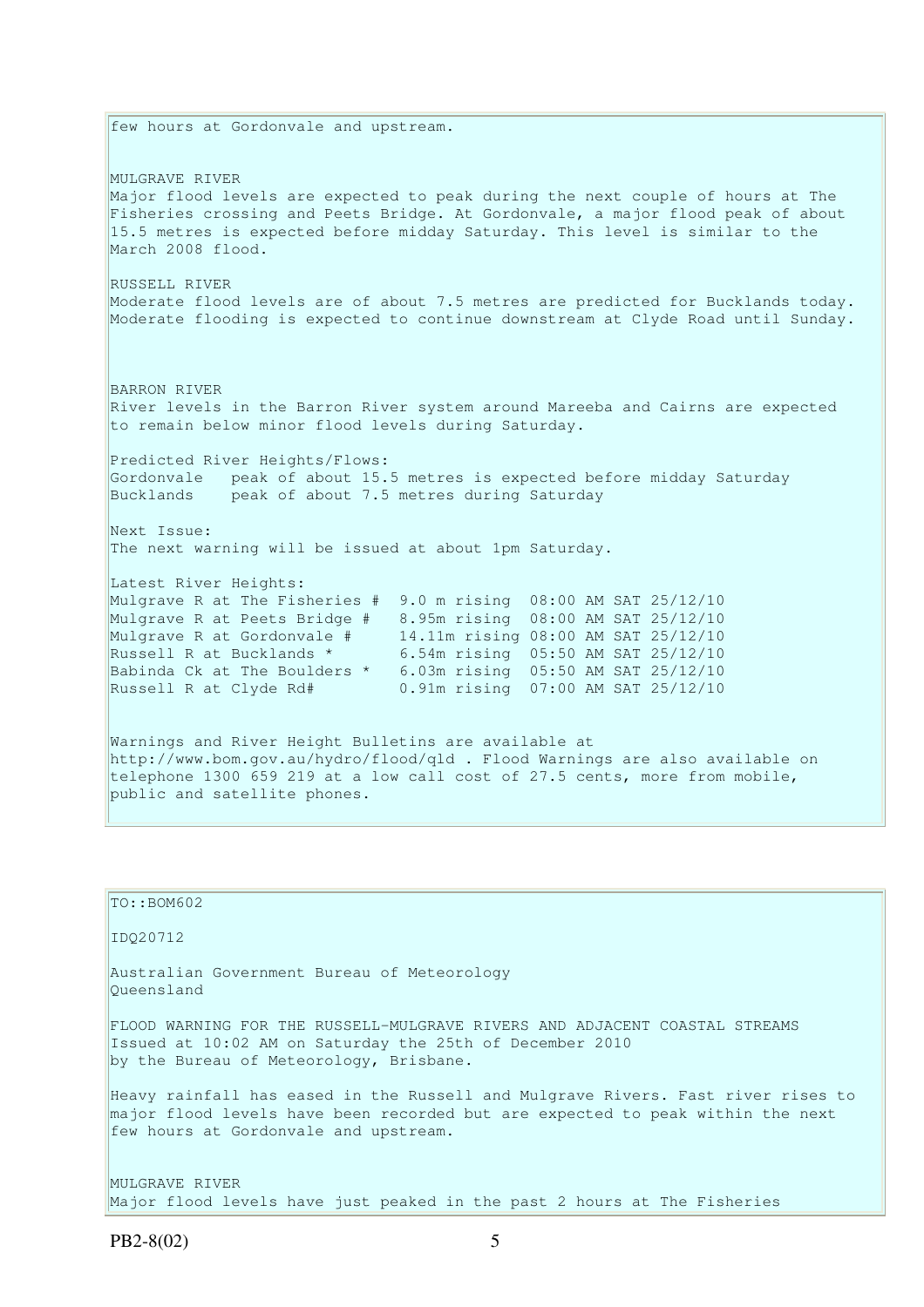few hours at Gordonvale and upstream.

MULGRAVE RIVER
Major flood levels are expected to peak during the next couple of hours at The Fisheries crossing and Peets Bridge. At Gordonvale, a major flood peak of about 15.5 metres is expected before midday Saturday. This level is similar to the March 2008 flood.

RUSSELL RIVER
Moderate flood levels are of about 7.5 metres are predicted for Bucklands today. Moderate flooding is expected to continue downstream at Clyde Road until Sunday.

BARRON RIVER
River levels in the Barron River system around Mareeba and Cairns are expected to remain below minor flood levels during Saturday.

Predicted River Heights/Flows:

```
Gordonvale   peak of about 15.5 metres is expected before midday Saturday
Bucklands    peak of about 7.5 metres during Saturday
```

Next Issue:
The next warning will be issued at about 1pm Saturday.

Latest River Heights:

```
Mulgrave R at The Fisheries #  9.0 m rising  08:00 AM SAT 25/12/10
Mulgrave R at Peets Bridge #   8.95m rising  08:00 AM SAT 25/12/10
Mulgrave R at Gordonvale #     14.11m rising 08:00 AM SAT 25/12/10
Russell R at Bucklands *       6.54m rising  05:50 AM SAT 25/12/10
Babinda Ck at The Boulders *   6.03m rising  05:50 AM SAT 25/12/10
Russell R at Clyde Rd#         0.91m rising  07:00 AM SAT 25/12/10
```

Warnings and River Height Bulletins are available at http://www.bom.gov.au/hydro/flood/qld . Flood Warnings are also available on telephone 1300 659 219 at a low call cost of 27.5 cents, more from mobile, public and satellite phones.

---

TO::BOM602

IDQ20712

Australian Government Bureau of Meteorology
Queensland

FLOOD WARNING FOR THE RUSSELL-MULGRAVE RIVERS AND ADJACENT COASTAL STREAMS
Issued at 10:02 AM on Saturday the 25th of December 2010
by the Bureau of Meteorology, Brisbane.

Heavy rainfall has eased in the Russell and Mulgrave Rivers. Fast river rises to major flood levels have been recorded but are expected to peak within the next few hours at Gordonvale and upstream.

MULGRAVE RIVER
Major flood levels have just peaked in the past 2 hours at The Fisheries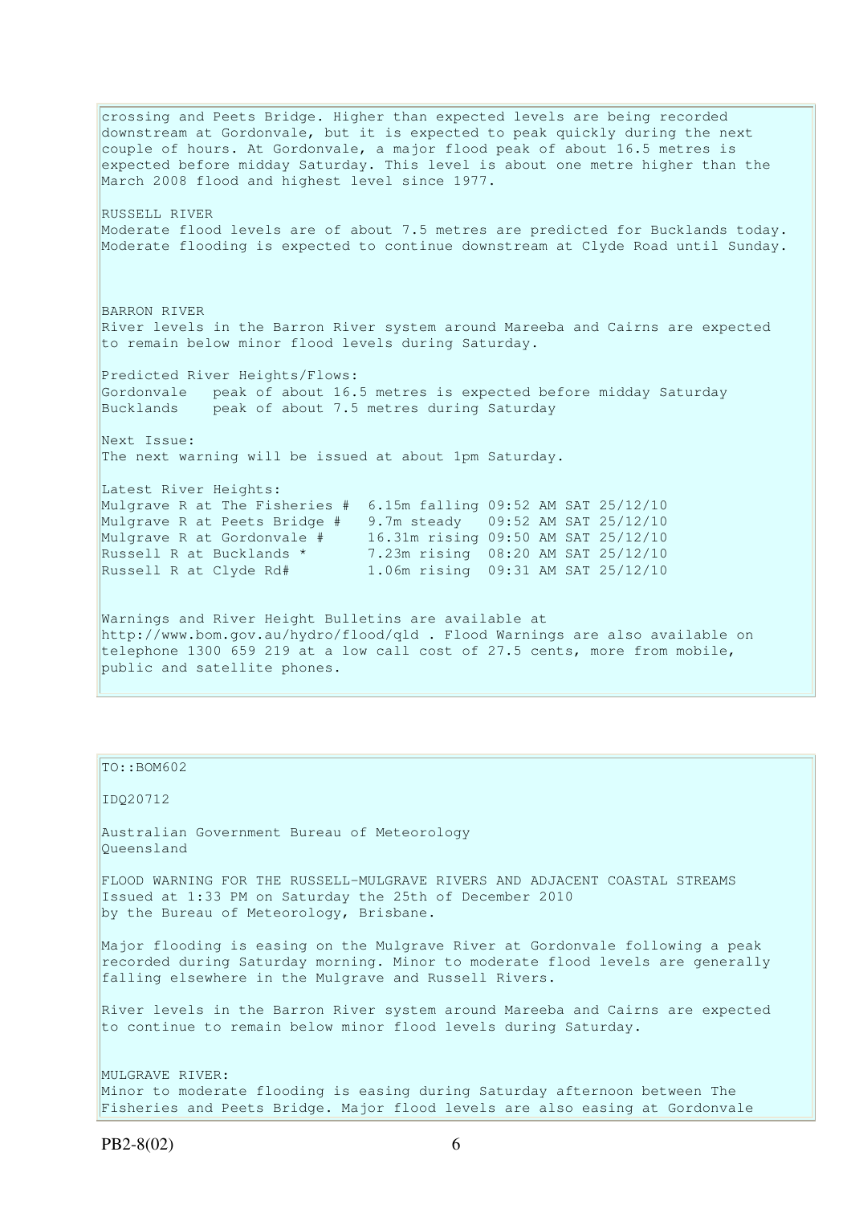crossing and Peets Bridge. Higher than expected levels are being recorded downstream at Gordonvale, but it is expected to peak quickly during the next couple of hours. At Gordonvale, a major flood peak of about 16.5 metres is expected before midday Saturday. This level is about one metre higher than the March 2008 flood and highest level since 1977.

RUSSELL RIVER
Moderate flood levels are of about 7.5 metres are predicted for Bucklands today. Moderate flooding is expected to continue downstream at Clyde Road until Sunday.

BARRON RIVER
River levels in the Barron River system around Mareeba and Cairns are expected to remain below minor flood levels during Saturday.

Predicted River Heights/Flows:

```
Gordonvale   peak of about 16.5 metres is expected before midday Saturday
Bucklands    peak of about 7.5 metres during Saturday
```

Next Issue:
The next warning will be issued at about 1pm Saturday.

Latest River Heights:

```
Mulgrave R at The Fisheries #  6.15m falling 09:52 AM SAT 25/12/10
Mulgrave R at Peets Bridge #   9.7m steady   09:52 AM SAT 25/12/10
Mulgrave R at Gordonvale #     16.31m rising 09:50 AM SAT 25/12/10
Russell R at Bucklands *       7.23m rising  08:20 AM SAT 25/12/10
Russell R at Clyde Rd#         1.06m rising  09:31 AM SAT 25/12/10
```

Warnings and River Height Bulletins are available at http://www.bom.gov.au/hydro/flood/qld . Flood Warnings are also available on telephone 1300 659 219 at a low call cost of 27.5 cents, more from mobile, public and satellite phones.

---

TO::BOM602

IDQ20712

Australian Government Bureau of Meteorology
Queensland

FLOOD WARNING FOR THE RUSSELL-MULGRAVE RIVERS AND ADJACENT COASTAL STREAMS
Issued at 1:33 PM on Saturday the 25th of December 2010
by the Bureau of Meteorology, Brisbane.

Major flooding is easing on the Mulgrave River at Gordonvale following a peak recorded during Saturday morning. Minor to moderate flood levels are generally falling elsewhere in the Mulgrave and Russell Rivers.

River levels in the Barron River system around Mareeba and Cairns are expected to continue to remain below minor flood levels during Saturday.

MULGRAVE RIVER:
Minor to moderate flooding is easing during Saturday afternoon between The Fisheries and Peets Bridge. Major flood levels are also easing at Gordonvale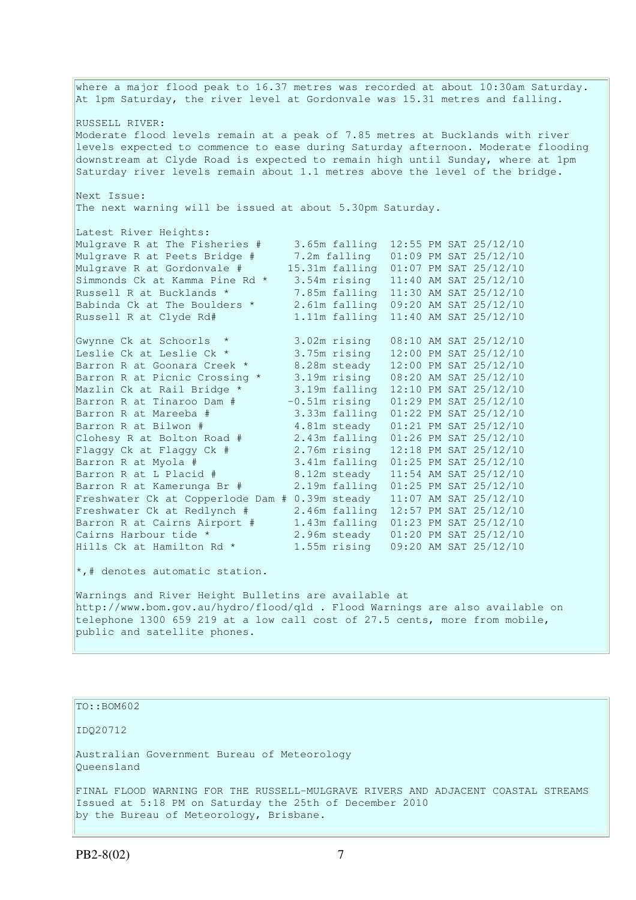where a major flood peak to 16.37 metres was recorded at about 10:30am Saturday. At 1pm Saturday, the river level at Gordonvale was 15.31 metres and falling.

RUSSELL RIVER:
Moderate flood levels remain at a peak of 7.85 metres at Bucklands with river levels expected to commence to ease during Saturday afternoon. Moderate flooding downstream at Clyde Road is expected to remain high until Sunday, where at 1pm Saturday river levels remain about 1.1 metres above the level of the bridge.

Next Issue:
The next warning will be issued at about 5.30pm Saturday.

Latest River Heights:

```
Mulgrave R at The Fisheries #     3.65m falling  12:55 PM SAT 25/12/10
Mulgrave R at Peets Bridge #      7.2m falling   01:09 PM SAT 25/12/10
Mulgrave R at Gordonvale #       15.31m falling  01:07 PM SAT 25/12/10
Simmonds Ck at Kamma Pine Rd *    3.54m rising   11:40 AM SAT 25/12/10
Russell R at Bucklands *          7.85m falling  11:30 AM SAT 25/12/10
Babinda Ck at The Boulders *      2.61m falling  09:20 AM SAT 25/12/10
Russell R at Clyde Rd#            1.11m falling  11:40 AM SAT 25/12/10

Gwynne Ck at Schoorls  *          3.02m rising   08:10 AM SAT 25/12/10
Leslie Ck at Leslie Ck *          3.75m rising   12:00 PM SAT 25/12/10
Barron R at Goonara Creek *       8.28m steady   12:00 PM SAT 25/12/10
Barron R at Picnic Crossing *     3.19m rising   08:20 AM SAT 25/12/10
Mazlin Ck at Rail Bridge *        3.19m falling  12:10 PM SAT 25/12/10
Barron R at Tinaroo Dam #        -0.51m rising   01:29 PM SAT 25/12/10
Barron R at Mareeba #             3.33m falling  01:22 PM SAT 25/12/10
Barron R at Bilwon #              4.81m steady   01:21 PM SAT 25/12/10
Clohesy R at Bolton Road #        2.43m falling  01:26 PM SAT 25/12/10
Flaggy Ck at Flaggy Ck #          2.76m rising   12:18 PM SAT 25/12/10
Barron R at Myola #               3.41m falling  01:25 PM SAT 25/12/10
Barron R at L Placid #            8.12m steady   11:54 AM SAT 25/12/10
Barron R at Kamerunga Br #        2.19m falling  01:25 PM SAT 25/12/10
Freshwater Ck at Copperlode Dam # 0.39m steady   11:07 AM SAT 25/12/10
Freshwater Ck at Redlynch #       2.46m falling  12:57 PM SAT 25/12/10
Barron R at Cairns Airport #      1.43m falling  01:23 PM SAT 25/12/10
Cairns Harbour tide *             2.96m steady   01:20 PM SAT 25/12/10
Hills Ck at Hamilton Rd *         1.55m rising   09:20 AM SAT 25/12/10
```

*,# denotes automatic station.

Warnings and River Height Bulletins are available at http://www.bom.gov.au/hydro/flood/qld . Flood Warnings are also available on telephone 1300 659 219 at a low call cost of 27.5 cents, more from mobile, public and satellite phones.

TO::BOM602

IDQ20712

Australian Government Bureau of Meteorology
Queensland

FINAL FLOOD WARNING FOR THE RUSSELL-MULGRAVE RIVERS AND ADJACENT COASTAL STREAMS
Issued at 5:18 PM on Saturday the 25th of December 2010
by the Bureau of Meteorology, Brisbane.

PB2-8(02)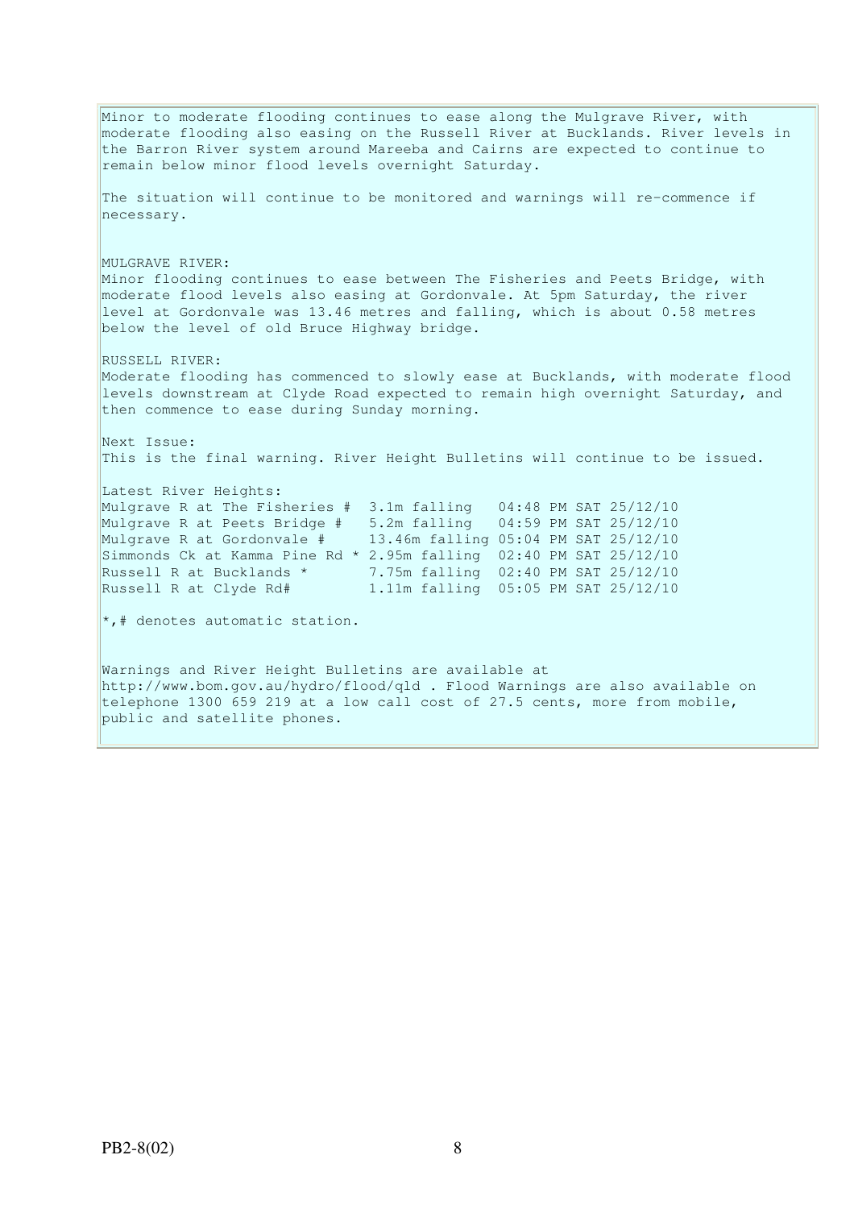Minor to moderate flooding continues to ease along the Mulgrave River, with moderate flooding also easing on the Russell River at Bucklands. River levels in the Barron River system around Mareeba and Cairns are expected to continue to remain below minor flood levels overnight Saturday.

The situation will continue to be monitored and warnings will re-commence if necessary.

MULGRAVE RIVER:
Minor flooding continues to ease between The Fisheries and Peets Bridge, with moderate flood levels also easing at Gordonvale. At 5pm Saturday, the river level at Gordonvale was 13.46 metres and falling, which is about 0.58 metres below the level of old Bruce Highway bridge.

RUSSELL RIVER:
Moderate flooding has commenced to slowly ease at Bucklands, with moderate flood levels downstream at Clyde Road expected to remain high overnight Saturday, and then commence to ease during Sunday morning.

Next Issue:
This is the final warning. River Height Bulletins will continue to be issued.

Latest River Heights:

| | | |
|---|---|---|
| Mulgrave R at The Fisheries # | 3.1m falling | 04:48 PM SAT 25/12/10 |
| Mulgrave R at Peets Bridge # | 5.2m falling | 04:59 PM SAT 25/12/10 |
| Mulgrave R at Gordonvale # | 13.46m falling | 05:04 PM SAT 25/12/10 |
| Simmonds Ck at Kamma Pine Rd * | 2.95m falling | 02:40 PM SAT 25/12/10 |
| Russell R at Bucklands * | 7.75m falling | 02:40 PM SAT 25/12/10 |
| Russell R at Clyde Rd# | 1.11m falling | 05:05 PM SAT 25/12/10 |

*,# denotes automatic station.

Warnings and River Height Bulletins are available at http://www.bom.gov.au/hydro/flood/qld . Flood Warnings are also available on telephone 1300 659 219 at a low call cost of 27.5 cents, more from mobile, public and satellite phones.

PB2-8(02)